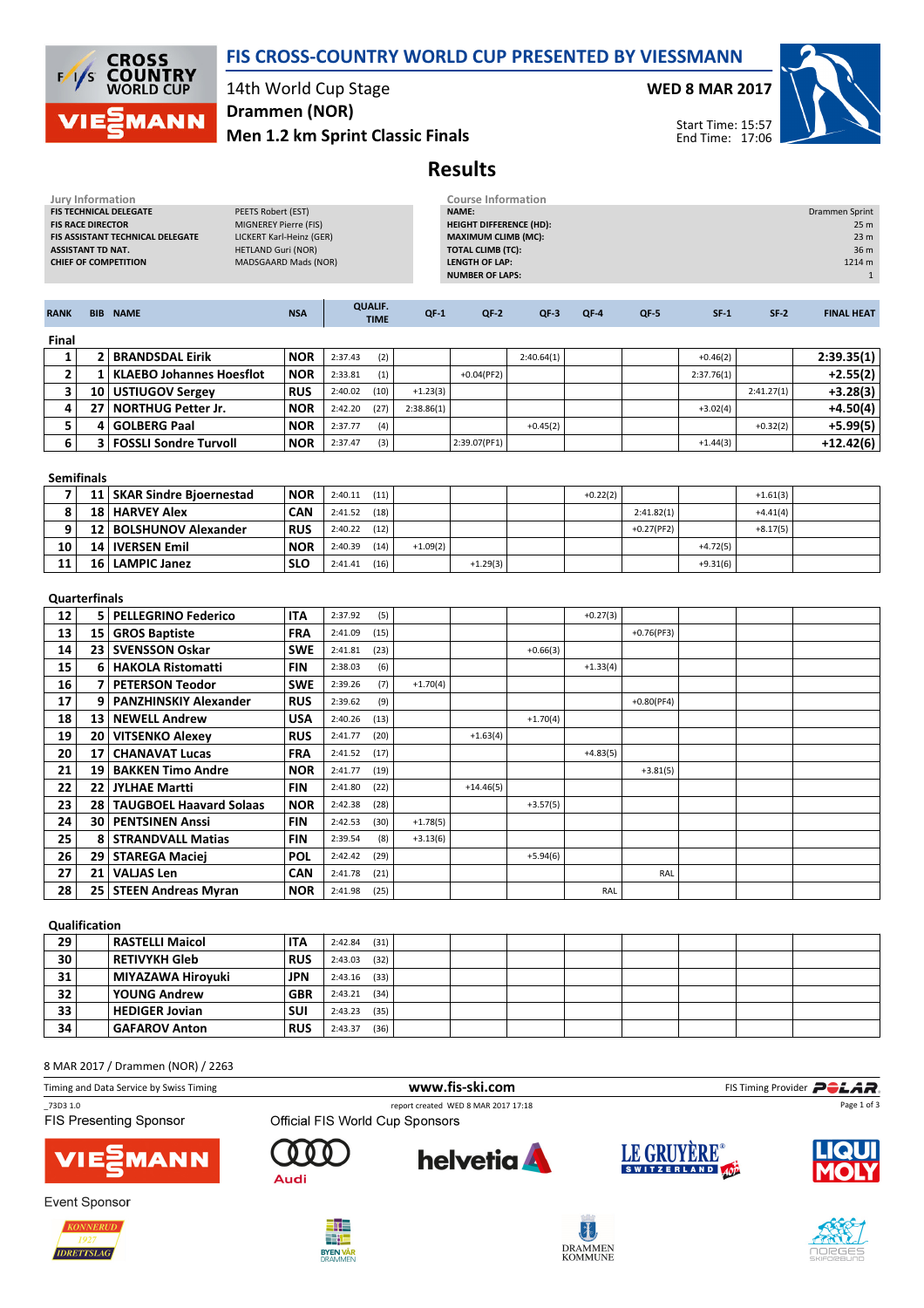# FIS CROSS-COUNTRY WORLD CUP PRESENTED BY VIESSMANN

14th World Cup Stage
**Drammen (NOR)**
**Men 1.2 km Sprint Classic Finals**

**WED 8 MAR 2017**

Start Time: 15:57
End Time: 17:06

## Results

| Jury Information | |
|---|---|
| FIS TECHNICAL DELEGATE | PEETS Robert (EST) |
| FIS RACE DIRECTOR | MIGNEREY Pierre (FIS) |
| FIS ASSISTANT TECHNICAL DELEGATE | LICKERT Karl-Heinz (GER) |
| ASSISTANT TD NAT. | HETLAND Guri (NOR) |
| CHIEF OF COMPETITION | MADSGAARD Mads (NOR) |

| Course Information | |
|---|---|
| NAME: | Drammen Sprint |
| HEIGHT DIFFERENCE (HD): | 25 m |
| MAXIMUM CLIMB (MC): | 23 m |
| TOTAL CLIMB (TC): | 36 m |
| LENGTH OF LAP: | 1214 m |
| NUMBER OF LAPS: | 1 |

| RANK | BIB | NAME | NSA | QUALIF. TIME | | QF-1 | QF-2 | QF-3 | QF-4 | QF-5 | SF-1 | SF-2 | FINAL HEAT |
|---|---|---|---|---|---|---|---|---|---|---|---|---|---|
| **Final** | | | | | | | | | | | | | |
| 1 | 2 | BRANDSDAL Eirik | NOR | 2:37.43 | (2) | | | 2:40.64(1) | | | +0.46(2) | | 2:39.35(1) |
| 2 | 1 | KLAEBO Johannes Hoesflot | NOR | 2:33.81 | (1) | | +0.04(PF2) | | | | 2:37.76(1) | | +2.55(2) |
| 3 | 10 | USTIUGOV Sergey | RUS | 2:40.02 | (10) | +1.23(3) | | | | | | 2:41.27(1) | +3.28(3) |
| 4 | 27 | NORTHUG Petter Jr. | NOR | 2:42.20 | (27) | 2:38.86(1) | | | | | +3.02(4) | | +4.50(4) |
| 5 | 4 | GOLBERG Paal | NOR | 2:37.77 | (4) | | | +0.45(2) | | | | +0.32(2) | +5.99(5) |
| 6 | 3 | FOSSLI Sondre Turvoll | NOR | 2:37.47 | (3) | | 2:39.07(PF1) | | | | +1.44(3) | | +12.42(6) |
| **Semifinals** | | | | | | | | | | | | | |
| 7 | 11 | SKAR Sindre Bjoernestad | NOR | 2:40.11 | (11) | | | | +0.22(2) | | | +1.61(3) | |
| 8 | 18 | HARVEY Alex | CAN | 2:41.52 | (18) | | | | | 2:41.82(1) | | +4.41(4) | |
| 9 | 12 | BOLSHUNOV Alexander | RUS | 2:40.22 | (12) | | | | | +0.27(PF2) | | +8.17(5) | |
| 10 | 14 | IVERSEN Emil | NOR | 2:40.39 | (14) | +1.09(2) | | | | | +4.72(5) | | |
| 11 | 16 | LAMPIC Janez | SLO | 2:41.41 | (16) | | +1.29(3) | | | | +9.31(6) | | |
| **Quarterfinals** | | | | | | | | | | | | | |
| 12 | 5 | PELLEGRINO Federico | ITA | 2:37.92 | (5) | | | | +0.27(3) | | | | |
| 13 | 15 | GROS Baptiste | FRA | 2:41.09 | (15) | | | | | +0.76(PF3) | | | |
| 14 | 23 | SVENSSON Oskar | SWE | 2:41.81 | (23) | | | +0.66(3) | | | | | |
| 15 | 6 | HAKOLA Ristomatti | FIN | 2:38.03 | (6) | | | | +1.33(4) | | | | |
| 16 | 7 | PETERSON Teodor | SWE | 2:39.26 | (7) | +1.70(4) | | | | | | | |
| 17 | 9 | PANZHINSKIY Alexander | RUS | 2:39.62 | (9) | | | | | +0.80(PF4) | | | |
| 18 | 13 | NEWELL Andrew | USA | 2:40.26 | (13) | | | +1.70(4) | | | | | |
| 19 | 20 | VITSENKO Alexey | RUS | 2:41.77 | (20) | | +1.63(4) | | | | | | |
| 20 | 17 | CHANAVAT Lucas | FRA | 2:41.52 | (17) | | | | +4.83(5) | | | | |
| 21 | 19 | BAKKEN Timo Andre | NOR | 2:41.77 | (19) | | | | | +3.81(5) | | | |
| 22 | 22 | JYLHAE Martti | FIN | 2:41.80 | (22) | | +14.46(5) | | | | | | |
| 23 | 28 | TAUGBOEL Haavard Solaas | NOR | 2:42.38 | (28) | | | +3.57(5) | | | | | |
| 24 | 30 | PENTSINEN Anssi | FIN | 2:42.53 | (30) | +1.78(5) | | | | | | | |
| 25 | 8 | STRANDVALL Matias | FIN | 2:39.54 | (8) | +3.13(6) | | | | | | | |
| 26 | 29 | STAREGA Maciej | POL | 2:42.42 | (29) | | | +5.94(6) | | | | | |
| 27 | 21 | VALJAS Len | CAN | 2:41.78 | (21) | | | | | RAL | | | |
| 28 | 25 | STEEN Andreas Myran | NOR | 2:41.98 | (25) | | | | RAL | | | | |
| **Qualification** | | | | | | | | | | | | | |
| 29 | | RASTELLI Maicol | ITA | 2:42.84 | (31) | | | | | | | | |
| 30 | | RETIVYKH Gleb | RUS | 2:43.03 | (32) | | | | | | | | |
| 31 | | MIYAZAWA Hiroyuki | JPN | 2:43.16 | (33) | | | | | | | | |
| 32 | | YOUNG Andrew | GBR | 2:43.21 | (34) | | | | | | | | |
| 33 | | HEDIGER Jovian | SUI | 2:43.23 | (35) | | | | | | | | |
| 34 | | GAFAROV Anton | RUS | 2:43.37 | (36) | | | | | | | | |

8 MAR 2017 / Drammen (NOR) / 2263

Timing and Data Service by Swiss Timing — www.fis-ski.com — FIS Timing Provider POLAR

_73D3 1.0 — report created WED 8 MAR 2017 17:18

FIS Presenting Sponsor — Official FIS World Cup Sponsors

Event Sponsor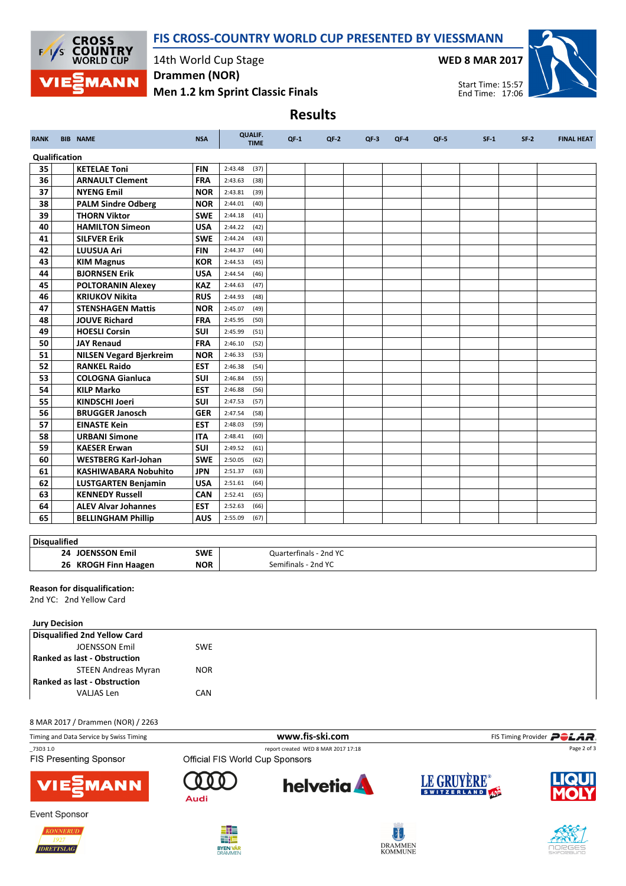# FIS CROSS-COUNTRY WORLD CUP PRESENTED BY VIESSMANN

14th World Cup Stage
Drammen (NOR)
Men 1.2 km Sprint Classic Finals

WED 8 MAR 2017
Start Time: 15:57
End Time: 17:06

## Results

| RANK | BIB | NAME | NSA | QUALIF. TIME | | QF-1 | QF-2 | QF-3 | QF-4 | QF-5 | SF-1 | SF-2 | FINAL HEAT |
|---|---|---|---|---|---|---|---|---|---|---|---|---|---|
| **Qualification** | | | | | | | | | | | | | |
| 35 | | KETELAE Toni | FIN | 2:43.48 | (37) | | | | | | | | |
| 36 | | ARNAULT Clement | FRA | 2:43.63 | (38) | | | | | | | | |
| 37 | | NYENG Emil | NOR | 2:43.81 | (39) | | | | | | | | |
| 38 | | PALM Sindre Odberg | NOR | 2:44.01 | (40) | | | | | | | | |
| 39 | | THORN Viktor | SWE | 2:44.18 | (41) | | | | | | | | |
| 40 | | HAMILTON Simeon | USA | 2:44.22 | (42) | | | | | | | | |
| 41 | | SILFVER Erik | SWE | 2:44.24 | (43) | | | | | | | | |
| 42 | | LUUSUA Ari | FIN | 2:44.37 | (44) | | | | | | | | |
| 43 | | KIM Magnus | KOR | 2:44.53 | (45) | | | | | | | | |
| 44 | | BJORNSEN Erik | USA | 2:44.54 | (46) | | | | | | | | |
| 45 | | POLTORANIN Alexey | KAZ | 2:44.63 | (47) | | | | | | | | |
| 46 | | KRIUKOV Nikita | RUS | 2:44.93 | (48) | | | | | | | | |
| 47 | | STENSHAGEN Mattis | NOR | 2:45.07 | (49) | | | | | | | | |
| 48 | | JOUVE Richard | FRA | 2:45.95 | (50) | | | | | | | | |
| 49 | | HOESLI Corsin | SUI | 2:45.99 | (51) | | | | | | | | |
| 50 | | JAY Renaud | FRA | 2:46.10 | (52) | | | | | | | | |
| 51 | | NILSEN Vegard Bjerkreim | NOR | 2:46.33 | (53) | | | | | | | | |
| 52 | | RANKEL Raido | EST | 2:46.38 | (54) | | | | | | | | |
| 53 | | COLOGNA Gianluca | SUI | 2:46.84 | (55) | | | | | | | | |
| 54 | | KILP Marko | EST | 2:46.88 | (56) | | | | | | | | |
| 55 | | KINDSCHI Joeri | SUI | 2:47.53 | (57) | | | | | | | | |
| 56 | | BRUGGER Janosch | GER | 2:47.54 | (58) | | | | | | | | |
| 57 | | EINASTE Kein | EST | 2:48.03 | (59) | | | | | | | | |
| 58 | | URBANI Simone | ITA | 2:48.41 | (60) | | | | | | | | |
| 59 | | KAESER Erwan | SUI | 2:49.52 | (61) | | | | | | | | |
| 60 | | WESTBERG Karl-Johan | SWE | 2:50.05 | (62) | | | | | | | | |
| 61 | | KASHIWABARA Nobuhito | JPN | 2:51.37 | (63) | | | | | | | | |
| 62 | | LUSTGARTEN Benjamin | USA | 2:51.61 | (64) | | | | | | | | |
| 63 | | KENNEDY Russell | CAN | 2:52.41 | (65) | | | | | | | | |
| 64 | | ALEV Alvar Johannes | EST | 2:52.63 | (66) | | | | | | | | |
| 65 | | BELLINGHAM Phillip | AUS | 2:55.09 | (67) | | | | | | | | |

| Disqualified | | | |
|---|---|---|---|
| 24 | JOENSSON Emil | SWE | Quarterfinals - 2nd YC |
| 26 | KROGH Finn Haagen | NOR | Semifinals - 2nd YC |

**Reason for disqualification:**
2nd YC: 2nd Yellow Card

**Jury Decision**

| Jury Decision | |
|---|---|
| **Disqualified 2nd Yellow Card** | |
| JOENSSON Emil | SWE |
| **Ranked as last - Obstruction** | |
| STEEN Andreas Myran | NOR |
| **Ranked as last - Obstruction** | |
| VALJAS Len | CAN |

8 MAR 2017 / Drammen (NOR) / 2263

Timing and Data Service by Swiss Timing — www.fis-ski.com — FIS Timing Provider POLAR

_73D3 1.0 — report created WED 8 MAR 2017 17:18

FIS Presenting Sponsor: VIESSMANN

Official FIS World Cup Sponsors: Audi, helvetia, LE GRUYÈRE SWITZERLAND AOP, LIQUI MOLY

Event Sponsor: Konnerud Idrettslag 1927, Byen vår Drammen, Drammen Kommune, Norges Skiforbund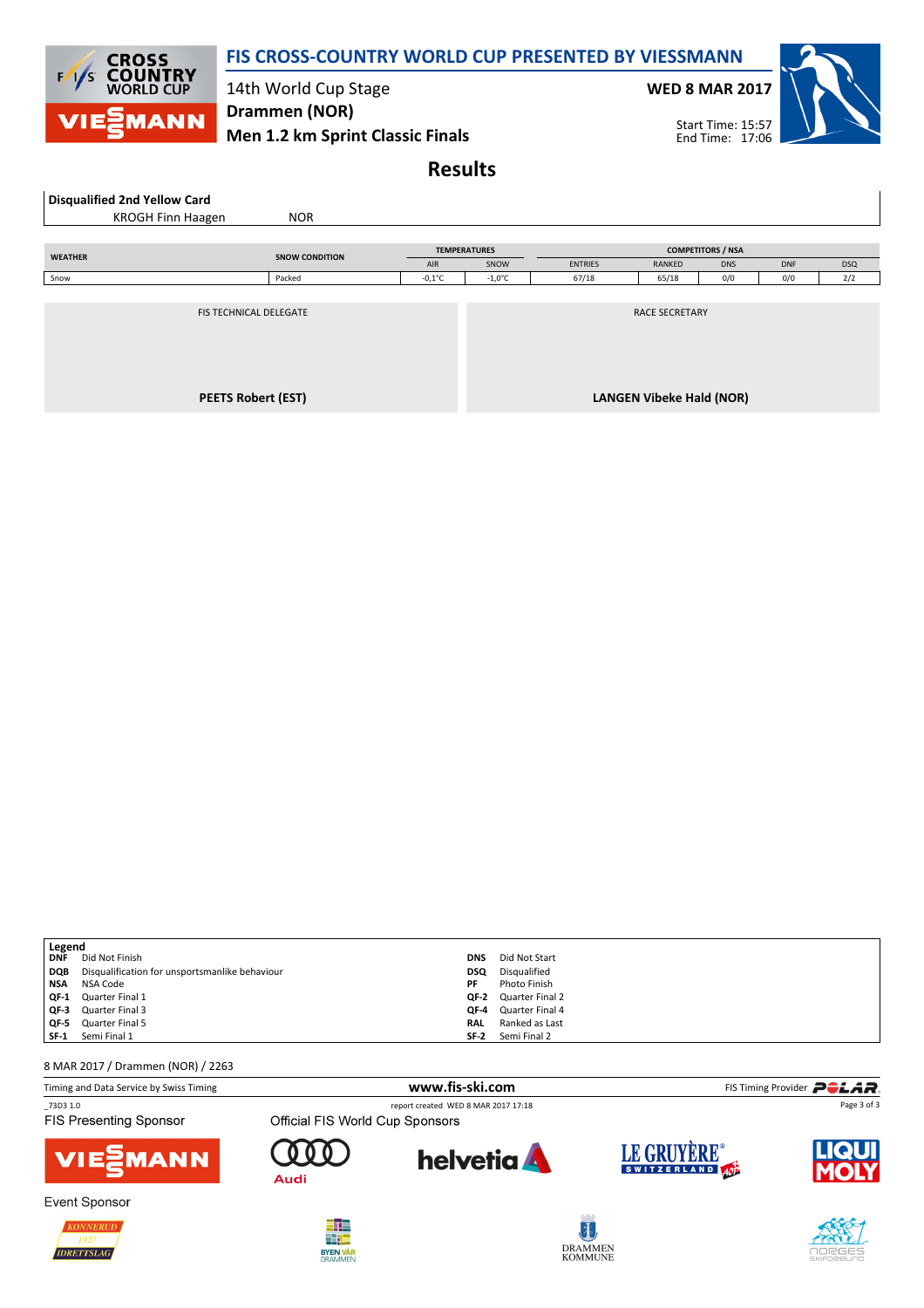# FIS CROSS-COUNTRY WORLD CUP PRESENTED BY VIESSMANN

14th World Cup Stage

**Drammen (NOR)**

**Men 1.2 km Sprint Classic Finals**

**WED 8 MAR 2017**

Start Time: 15:57
End Time: 17:06

## Results

**Disqualified 2nd Yellow Card**

KROGH Finn Haagen NOR

| WEATHER | SNOW CONDITION | TEMPERATURES | | COMPETITORS / NSA | | | | |
|---|---|---|---|---|---|---|---|---|
| | | AIR | SNOW | ENTRIES | RANKED | DNS | DNF | DSQ |
| Snow | Packed | -0,1°C | -1,0°C | 67/18 | 65/18 | 0/0 | 0/0 | 2/2 |

| FIS TECHNICAL DELEGATE | RACE SECRETARY |
|---|---|
| **PEETS Robert (EST)** | **LANGEN Vibeke Hald (NOR)** |

**Legend**

| | | | |
|---|---|---|---|
| **DNF** | Did Not Finish | **DNS** | Did Not Start |
| **DQB** | Disqualification for unsportsmanlike behaviour | **DSQ** | Disqualified |
| **NSA** | NSA Code | **PF** | Photo Finish |
| **QF-1** | Quarter Final 1 | **QF-2** | Quarter Final 2 |
| **QF-3** | Quarter Final 3 | **QF-4** | Quarter Final 4 |
| **QF-5** | Quarter Final 5 | **RAL** | Ranked as Last |
| **SF-1** | Semi Final 1 | **SF-2** | Semi Final 2 |

8 MAR 2017 / Drammen (NOR) / 2263

Timing and Data Service by Swiss Timing — www.fis-ski.com — FIS Timing Provider POLAR

_73D3 1.0 — report created WED 8 MAR 2017 17:18

FIS Presenting Sponsor — Official FIS World Cup Sponsors

Event Sponsor